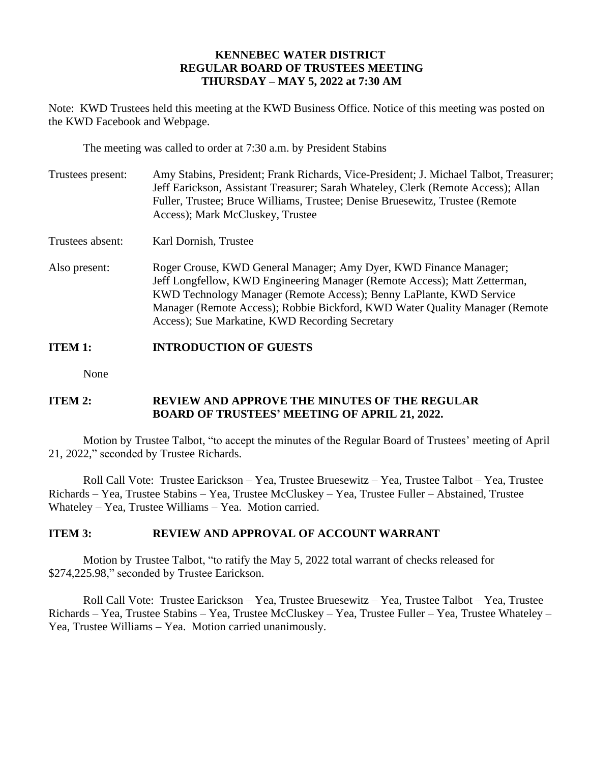**KENNEBEC WATER DISTRICT**
**REGULAR BOARD OF TRUSTEES MEETING**
**THURSDAY – MAY 5, 2022 at 7:30 AM**

Note: KWD Trustees held this meeting at the KWD Business Office. Notice of this meeting was posted on the KWD Facebook and Webpage.

The meeting was called to order at 7:30 a.m. by President Stabins

Trustees present: Amy Stabins, President; Frank Richards, Vice-President; J. Michael Talbot, Treasurer; Jeff Earickson, Assistant Treasurer; Sarah Whateley, Clerk (Remote Access); Allan Fuller, Trustee; Bruce Williams, Trustee; Denise Bruesewitz, Trustee (Remote Access); Mark McCluskey, Trustee

Trustees absent: Karl Dornish, Trustee

Also present: Roger Crouse, KWD General Manager; Amy Dyer, KWD Finance Manager; Jeff Longfellow, KWD Engineering Manager (Remote Access); Matt Zetterman, KWD Technology Manager (Remote Access); Benny LaPlante, KWD Service Manager (Remote Access); Robbie Bickford, KWD Water Quality Manager (Remote Access); Sue Markatine, KWD Recording Secretary

**ITEM 1: INTRODUCTION OF GUESTS**

None

**ITEM 2: REVIEW AND APPROVE THE MINUTES OF THE REGULAR BOARD OF TRUSTEES' MEETING OF APRIL 21, 2022.**

Motion by Trustee Talbot, "to accept the minutes of the Regular Board of Trustees' meeting of April 21, 2022," seconded by Trustee Richards.

Roll Call Vote: Trustee Earickson – Yea, Trustee Bruesewitz – Yea, Trustee Talbot – Yea, Trustee Richards – Yea, Trustee Stabins – Yea, Trustee McCluskey – Yea, Trustee Fuller – Abstained, Trustee Whateley – Yea, Trustee Williams – Yea. Motion carried.

**ITEM 3: REVIEW AND APPROVAL OF ACCOUNT WARRANT**

Motion by Trustee Talbot, "to ratify the May 5, 2022 total warrant of checks released for $274,225.98," seconded by Trustee Earickson.

Roll Call Vote: Trustee Earickson – Yea, Trustee Bruesewitz – Yea, Trustee Talbot – Yea, Trustee Richards – Yea, Trustee Stabins – Yea, Trustee McCluskey – Yea, Trustee Fuller – Yea, Trustee Whateley – Yea, Trustee Williams – Yea. Motion carried unanimously.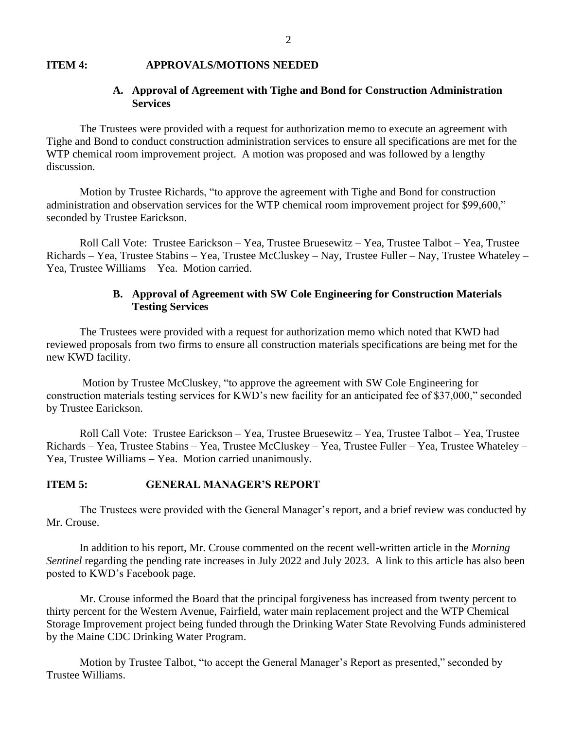**ITEM 4: APPROVALS/MOTIONS NEEDED**

**A. Approval of Agreement with Tighe and Bond for Construction Administration Services**

The Trustees were provided with a request for authorization memo to execute an agreement with Tighe and Bond to conduct construction administration services to ensure all specifications are met for the WTP chemical room improvement project. A motion was proposed and was followed by a lengthy discussion.

Motion by Trustee Richards, "to approve the agreement with Tighe and Bond for construction administration and observation services for the WTP chemical room improvement project for $99,600," seconded by Trustee Earickson.

Roll Call Vote: Trustee Earickson – Yea, Trustee Bruesewitz – Yea, Trustee Talbot – Yea, Trustee Richards – Yea, Trustee Stabins – Yea, Trustee McCluskey – Nay, Trustee Fuller – Nay, Trustee Whateley – Yea, Trustee Williams – Yea. Motion carried.

**B. Approval of Agreement with SW Cole Engineering for Construction Materials Testing Services**

The Trustees were provided with a request for authorization memo which noted that KWD had reviewed proposals from two firms to ensure all construction materials specifications are being met for the new KWD facility.

Motion by Trustee McCluskey, "to approve the agreement with SW Cole Engineering for construction materials testing services for KWD's new facility for an anticipated fee of $37,000," seconded by Trustee Earickson.

Roll Call Vote: Trustee Earickson – Yea, Trustee Bruesewitz – Yea, Trustee Talbot – Yea, Trustee Richards – Yea, Trustee Stabins – Yea, Trustee McCluskey – Yea, Trustee Fuller – Yea, Trustee Whateley – Yea, Trustee Williams – Yea. Motion carried unanimously.

**ITEM 5: GENERAL MANAGER'S REPORT**

The Trustees were provided with the General Manager's report, and a brief review was conducted by Mr. Crouse.

In addition to his report, Mr. Crouse commented on the recent well-written article in the *Morning Sentinel* regarding the pending rate increases in July 2022 and July 2023. A link to this article has also been posted to KWD's Facebook page.

Mr. Crouse informed the Board that the principal forgiveness has increased from twenty percent to thirty percent for the Western Avenue, Fairfield, water main replacement project and the WTP Chemical Storage Improvement project being funded through the Drinking Water State Revolving Funds administered by the Maine CDC Drinking Water Program.

Motion by Trustee Talbot, "to accept the General Manager's Report as presented," seconded by Trustee Williams.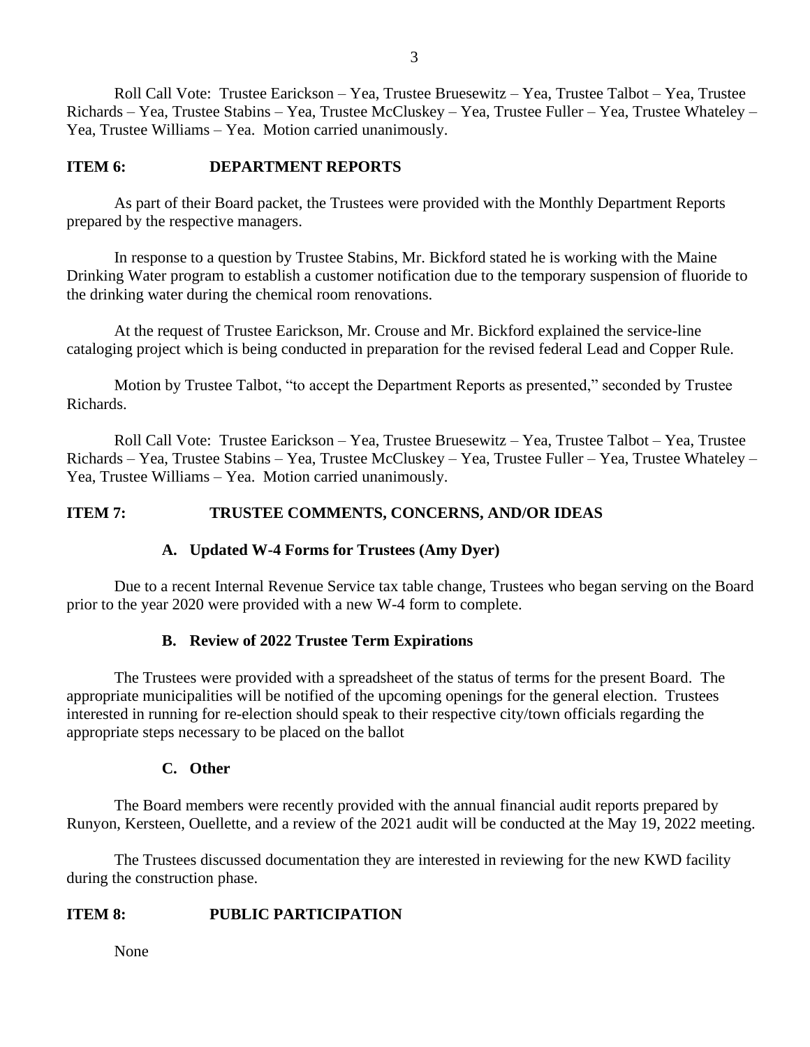Roll Call Vote: Trustee Earickson – Yea, Trustee Bruesewitz – Yea, Trustee Talbot – Yea, Trustee Richards – Yea, Trustee Stabins – Yea, Trustee McCluskey – Yea, Trustee Fuller – Yea, Trustee Whateley – Yea, Trustee Williams – Yea. Motion carried unanimously.

## ITEM 6: DEPARTMENT REPORTS

As part of their Board packet, the Trustees were provided with the Monthly Department Reports prepared by the respective managers.

In response to a question by Trustee Stabins, Mr. Bickford stated he is working with the Maine Drinking Water program to establish a customer notification due to the temporary suspension of fluoride to the drinking water during the chemical room renovations.

At the request of Trustee Earickson, Mr. Crouse and Mr. Bickford explained the service-line cataloging project which is being conducted in preparation for the revised federal Lead and Copper Rule.

Motion by Trustee Talbot, "to accept the Department Reports as presented," seconded by Trustee Richards.

Roll Call Vote: Trustee Earickson – Yea, Trustee Bruesewitz – Yea, Trustee Talbot – Yea, Trustee Richards – Yea, Trustee Stabins – Yea, Trustee McCluskey – Yea, Trustee Fuller – Yea, Trustee Whateley – Yea, Trustee Williams – Yea. Motion carried unanimously.

## ITEM 7: TRUSTEE COMMENTS, CONCERNS, AND/OR IDEAS

### A. Updated W-4 Forms for Trustees (Amy Dyer)

Due to a recent Internal Revenue Service tax table change, Trustees who began serving on the Board prior to the year 2020 were provided with a new W-4 form to complete.

### B. Review of 2022 Trustee Term Expirations

The Trustees were provided with a spreadsheet of the status of terms for the present Board. The appropriate municipalities will be notified of the upcoming openings for the general election. Trustees interested in running for re-election should speak to their respective city/town officials regarding the appropriate steps necessary to be placed on the ballot

### C. Other

The Board members were recently provided with the annual financial audit reports prepared by Runyon, Kersteen, Ouellette, and a review of the 2021 audit will be conducted at the May 19, 2022 meeting.

The Trustees discussed documentation they are interested in reviewing for the new KWD facility during the construction phase.

## ITEM 8: PUBLIC PARTICIPATION

None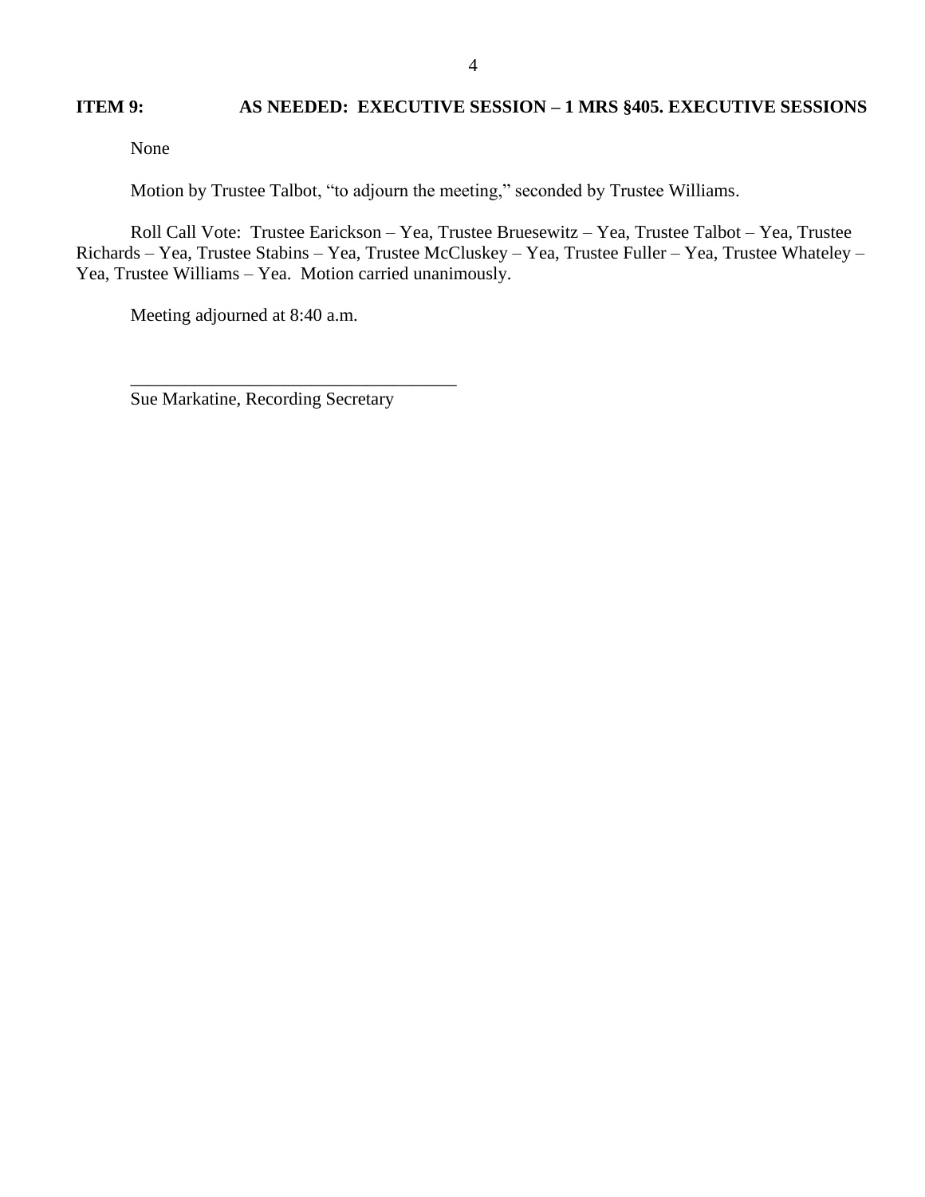**ITEM 9: AS NEEDED: EXECUTIVE SESSION – 1 MRS §405. EXECUTIVE SESSIONS**

None

Motion by Trustee Talbot, "to adjourn the meeting," seconded by Trustee Williams.

Roll Call Vote: Trustee Earickson – Yea, Trustee Bruesewitz – Yea, Trustee Talbot – Yea, Trustee Richards – Yea, Trustee Stabins – Yea, Trustee McCluskey – Yea, Trustee Fuller – Yea, Trustee Whateley – Yea, Trustee Williams – Yea. Motion carried unanimously.

Meeting adjourned at 8:40 a.m.

_____________________________________

Sue Markatine, Recording Secretary